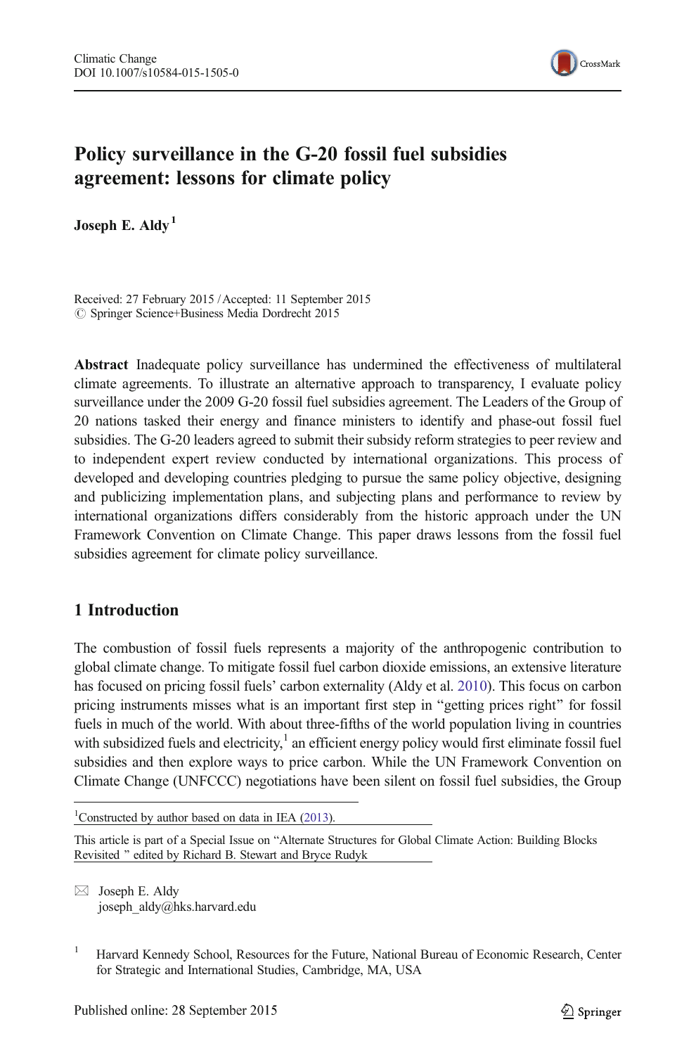# Policy surveillance in the G-20 fossil fuel subsidies agreement: lessons for climate policy

**Joseph E. Aldy**[1]

Received: 27 February 2015 / Accepted: 11 September 2015
© Springer Science+Business Media Dordrecht 2015

**Abstract** Inadequate policy surveillance has undermined the effectiveness of multilateral climate agreements. To illustrate an alternative approach to transparency, I evaluate policy surveillance under the 2009 G-20 fossil fuel subsidies agreement. The Leaders of the Group of 20 nations tasked their energy and finance ministers to identify and phase-out fossil fuel subsidies. The G-20 leaders agreed to submit their subsidy reform strategies to peer review and to independent expert review conducted by international organizations. This process of developed and developing countries pledging to pursue the same policy objective, designing and publicizing implementation plans, and subjecting plans and performance to review by international organizations differs considerably from the historic approach under the UN Framework Convention on Climate Change. This paper draws lessons from the fossil fuel subsidies agreement for climate policy surveillance.

## 1 Introduction

The combustion of fossil fuels represents a majority of the anthropogenic contribution to global climate change. To mitigate fossil fuel carbon dioxide emissions, an extensive literature has focused on pricing fossil fuels' carbon externality (Aldy et al. 2010). This focus on carbon pricing instruments misses what is an important first step in "getting prices right" for fossil fuels in much of the world. With about three-fifths of the world population living in countries with subsidized fuels and electricity,[1] an efficient energy policy would first eliminate fossil fuel subsidies and then explore ways to price carbon. While the UN Framework Convention on Climate Change (UNFCCC) negotiations have been silent on fossil fuel subsidies, the Group

[1] Constructed by author based on data in IEA (2013).

This article is part of a Special Issue on "Alternate Structures for Global Climate Action: Building Blocks Revisited " edited by Richard B. Stewart and Bryce Rudyk

✉ Joseph E. Aldy
joseph_aldy@hks.harvard.edu

[1] Harvard Kennedy School, Resources for the Future, National Bureau of Economic Research, Center for Strategic and International Studies, Cambridge, MA, USA

Published online: 28 September 2015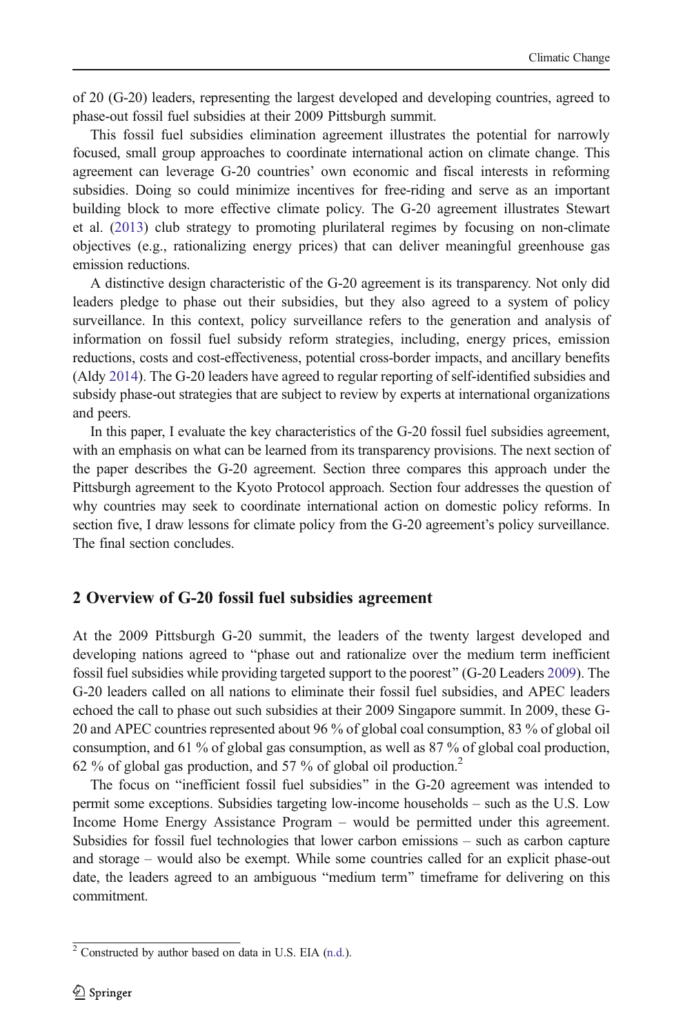of 20 (G-20) leaders, representing the largest developed and developing countries, agreed to phase-out fossil fuel subsidies at their 2009 Pittsburgh summit.

This fossil fuel subsidies elimination agreement illustrates the potential for narrowly focused, small group approaches to coordinate international action on climate change. This agreement can leverage G-20 countries' own economic and fiscal interests in reforming subsidies. Doing so could minimize incentives for free-riding and serve as an important building block to more effective climate policy. The G-20 agreement illustrates Stewart et al. (2013) club strategy to promoting plurilateral regimes by focusing on non-climate objectives (e.g., rationalizing energy prices) that can deliver meaningful greenhouse gas emission reductions.

A distinctive design characteristic of the G-20 agreement is its transparency. Not only did leaders pledge to phase out their subsidies, but they also agreed to a system of policy surveillance. In this context, policy surveillance refers to the generation and analysis of information on fossil fuel subsidy reform strategies, including, energy prices, emission reductions, costs and cost-effectiveness, potential cross-border impacts, and ancillary benefits (Aldy 2014). The G-20 leaders have agreed to regular reporting of self-identified subsidies and subsidy phase-out strategies that are subject to review by experts at international organizations and peers.

In this paper, I evaluate the key characteristics of the G-20 fossil fuel subsidies agreement, with an emphasis on what can be learned from its transparency provisions. The next section of the paper describes the G-20 agreement. Section three compares this approach under the Pittsburgh agreement to the Kyoto Protocol approach. Section four addresses the question of why countries may seek to coordinate international action on domestic policy reforms. In section five, I draw lessons for climate policy from the G-20 agreement's policy surveillance. The final section concludes.

## 2 Overview of G-20 fossil fuel subsidies agreement

At the 2009 Pittsburgh G-20 summit, the leaders of the twenty largest developed and developing nations agreed to "phase out and rationalize over the medium term inefficient fossil fuel subsidies while providing targeted support to the poorest" (G-20 Leaders 2009). The G-20 leaders called on all nations to eliminate their fossil fuel subsidies, and APEC leaders echoed the call to phase out such subsidies at their 2009 Singapore summit. In 2009, these G-20 and APEC countries represented about 96 % of global coal consumption, 83 % of global oil consumption, and 61 % of global gas consumption, as well as 87 % of global coal production, 62 % of global gas production, and 57 % of global oil production.[2]

The focus on "inefficient fossil fuel subsidies" in the G-20 agreement was intended to permit some exceptions. Subsidies targeting low-income households – such as the U.S. Low Income Home Energy Assistance Program – would be permitted under this agreement. Subsidies for fossil fuel technologies that lower carbon emissions – such as carbon capture and storage – would also be exempt. While some countries called for an explicit phase-out date, the leaders agreed to an ambiguous "medium term" timeframe for delivering on this commitment.

[2] Constructed by author based on data in U.S. EIA (n.d.).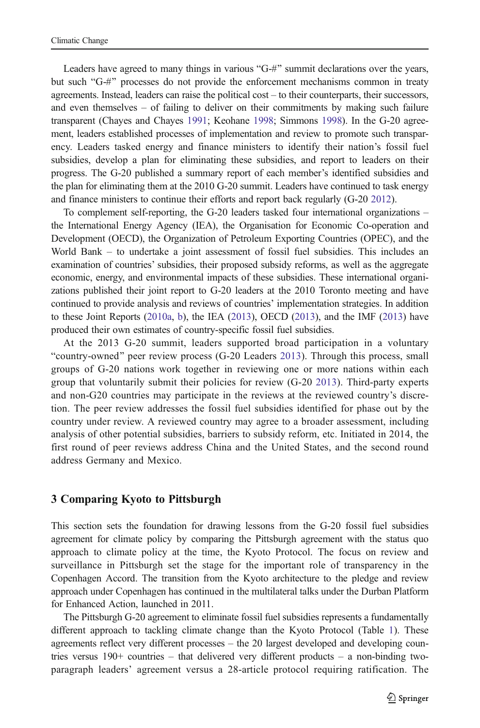Leaders have agreed to many things in various "G-#" summit declarations over the years, but such "G-#" processes do not provide the enforcement mechanisms common in treaty agreements. Instead, leaders can raise the political cost – to their counterparts, their successors, and even themselves – of failing to deliver on their commitments by making such failure transparent (Chayes and Chayes 1991; Keohane 1998; Simmons 1998). In the G-20 agreement, leaders established processes of implementation and review to promote such transparency. Leaders tasked energy and finance ministers to identify their nation's fossil fuel subsidies, develop a plan for eliminating these subsidies, and report to leaders on their progress. The G-20 published a summary report of each member's identified subsidies and the plan for eliminating them at the 2010 G-20 summit. Leaders have continued to task energy and finance ministers to continue their efforts and report back regularly (G-20 2012).

To complement self-reporting, the G-20 leaders tasked four international organizations – the International Energy Agency (IEA), the Organisation for Economic Co-operation and Development (OECD), the Organization of Petroleum Exporting Countries (OPEC), and the World Bank – to undertake a joint assessment of fossil fuel subsidies. This includes an examination of countries' subsidies, their proposed subsidy reforms, as well as the aggregate economic, energy, and environmental impacts of these subsidies. These international organizations published their joint report to G-20 leaders at the 2010 Toronto meeting and have continued to provide analysis and reviews of countries' implementation strategies. In addition to these Joint Reports (2010a, b), the IEA (2013), OECD (2013), and the IMF (2013) have produced their own estimates of country-specific fossil fuel subsidies.

At the 2013 G-20 summit, leaders supported broad participation in a voluntary "country-owned" peer review process (G-20 Leaders 2013). Through this process, small groups of G-20 nations work together in reviewing one or more nations within each group that voluntarily submit their policies for review (G-20 2013). Third-party experts and non-G20 countries may participate in the reviews at the reviewed country's discretion. The peer review addresses the fossil fuel subsidies identified for phase out by the country under review. A reviewed country may agree to a broader assessment, including analysis of other potential subsidies, barriers to subsidy reform, etc. Initiated in 2014, the first round of peer reviews address China and the United States, and the second round address Germany and Mexico.

## 3 Comparing Kyoto to Pittsburgh

This section sets the foundation for drawing lessons from the G-20 fossil fuel subsidies agreement for climate policy by comparing the Pittsburgh agreement with the status quo approach to climate policy at the time, the Kyoto Protocol. The focus on review and surveillance in Pittsburgh set the stage for the important role of transparency in the Copenhagen Accord. The transition from the Kyoto architecture to the pledge and review approach under Copenhagen has continued in the multilateral talks under the Durban Platform for Enhanced Action, launched in 2011.

The Pittsburgh G-20 agreement to eliminate fossil fuel subsidies represents a fundamentally different approach to tackling climate change than the Kyoto Protocol (Table 1). These agreements reflect very different processes – the 20 largest developed and developing countries versus 190+ countries – that delivered very different products – a non-binding two-paragraph leaders' agreement versus a 28-article protocol requiring ratification. The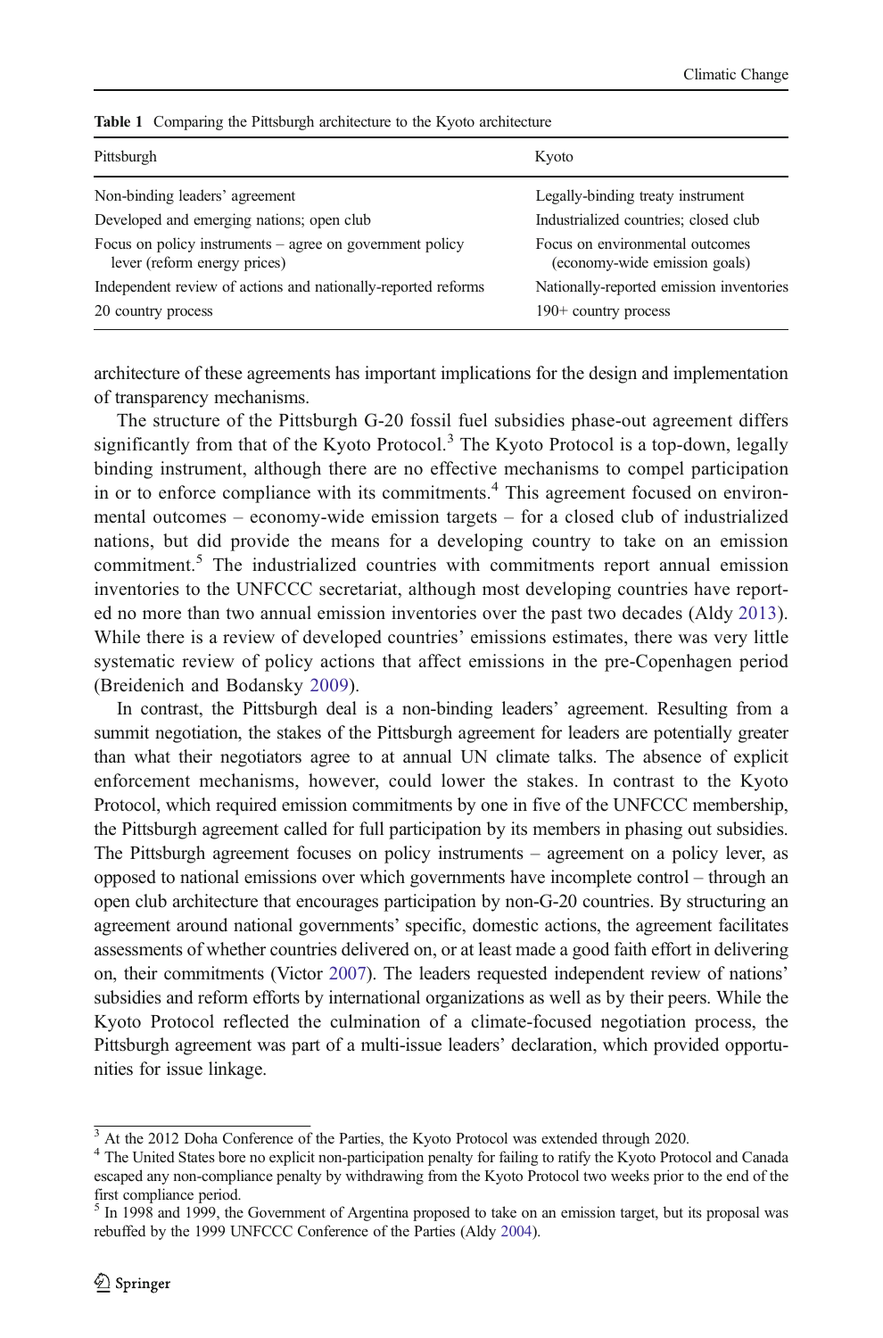**Table 1** Comparing the Pittsburgh architecture to the Kyoto architecture

| Pittsburgh | Kyoto |
| --- | --- |
| Non-binding leaders' agreement | Legally-binding treaty instrument |
| Developed and emerging nations; open club | Industrialized countries; closed club |
| Focus on policy instruments – agree on government policy lever (reform energy prices) | Focus on environmental outcomes (economy-wide emission goals) |
| Independent review of actions and nationally-reported reforms | Nationally-reported emission inventories |
| 20 country process | 190+ country process |

architecture of these agreements has important implications for the design and implementation of transparency mechanisms.

The structure of the Pittsburgh G-20 fossil fuel subsidies phase-out agreement differs significantly from that of the Kyoto Protocol.[3] The Kyoto Protocol is a top-down, legally binding instrument, although there are no effective mechanisms to compel participation in or to enforce compliance with its commitments.[4] This agreement focused on environmental outcomes – economy-wide emission targets – for a closed club of industrialized nations, but did provide the means for a developing country to take on an emission commitment.[5] The industrialized countries with commitments report annual emission inventories to the UNFCCC secretariat, although most developing countries have reported no more than two annual emission inventories over the past two decades (Aldy 2013). While there is a review of developed countries' emissions estimates, there was very little systematic review of policy actions that affect emissions in the pre-Copenhagen period (Breidenich and Bodansky 2009).

In contrast, the Pittsburgh deal is a non-binding leaders' agreement. Resulting from a summit negotiation, the stakes of the Pittsburgh agreement for leaders are potentially greater than what their negotiators agree to at annual UN climate talks. The absence of explicit enforcement mechanisms, however, could lower the stakes. In contrast to the Kyoto Protocol, which required emission commitments by one in five of the UNFCCC membership, the Pittsburgh agreement called for full participation by its members in phasing out subsidies. The Pittsburgh agreement focuses on policy instruments – agreement on a policy lever, as opposed to national emissions over which governments have incomplete control – through an open club architecture that encourages participation by non-G-20 countries. By structuring an agreement around national governments' specific, domestic actions, the agreement facilitates assessments of whether countries delivered on, or at least made a good faith effort in delivering on, their commitments (Victor 2007). The leaders requested independent review of nations' subsidies and reform efforts by international organizations as well as by their peers. While the Kyoto Protocol reflected the culmination of a climate-focused negotiation process, the Pittsburgh agreement was part of a multi-issue leaders' declaration, which provided opportunities for issue linkage.

[3] At the 2012 Doha Conference of the Parties, the Kyoto Protocol was extended through 2020.

[4] The United States bore no explicit non-participation penalty for failing to ratify the Kyoto Protocol and Canada escaped any non-compliance penalty by withdrawing from the Kyoto Protocol two weeks prior to the end of the first compliance period.

[5] In 1998 and 1999, the Government of Argentina proposed to take on an emission target, but its proposal was rebuffed by the 1999 UNFCCC Conference of the Parties (Aldy 2004).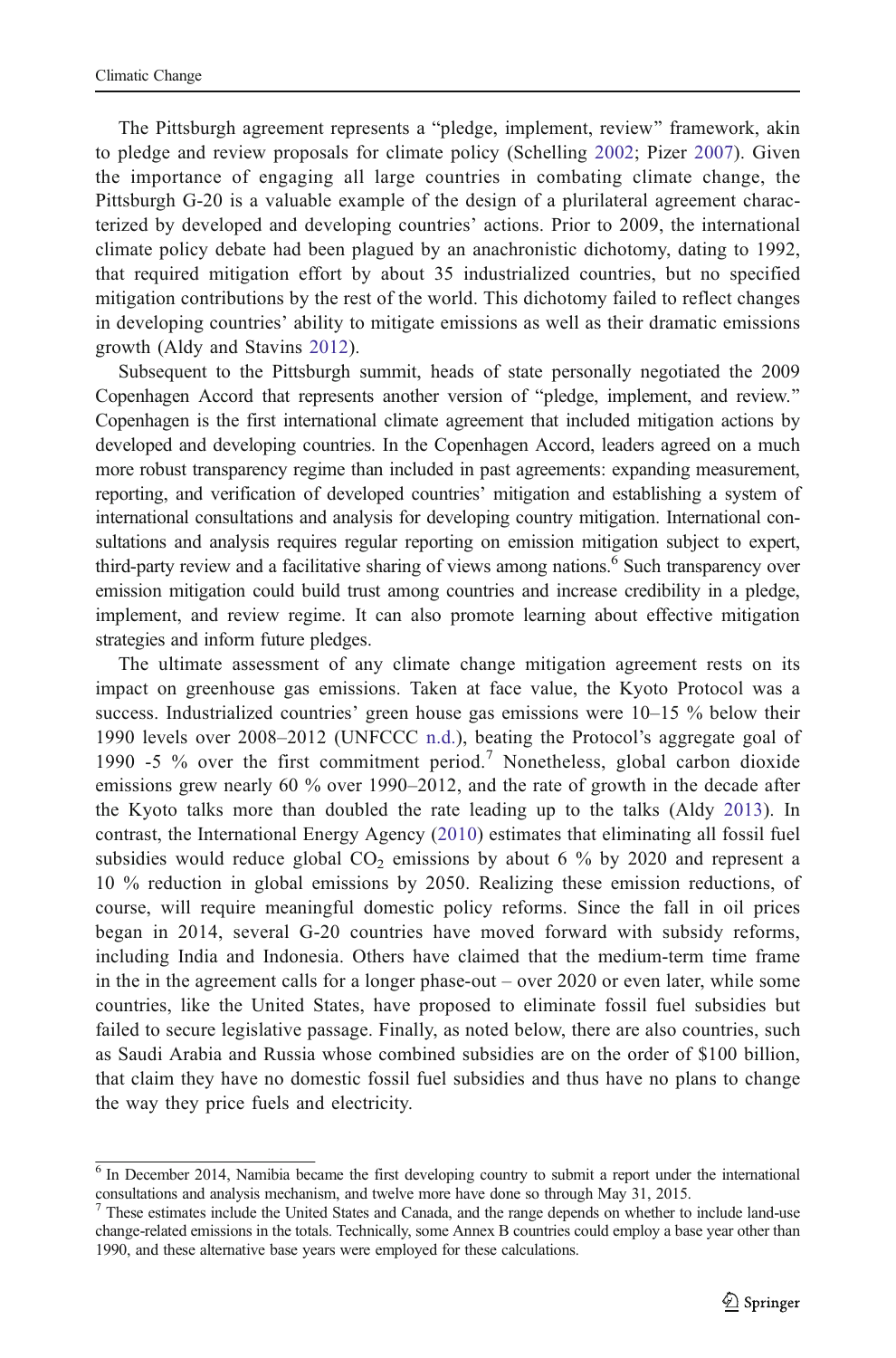The Pittsburgh agreement represents a "pledge, implement, review" framework, akin to pledge and review proposals for climate policy (Schelling 2002; Pizer 2007). Given the importance of engaging all large countries in combating climate change, the Pittsburgh G-20 is a valuable example of the design of a plurilateral agreement characterized by developed and developing countries' actions. Prior to 2009, the international climate policy debate had been plagued by an anachronistic dichotomy, dating to 1992, that required mitigation effort by about 35 industrialized countries, but no specified mitigation contributions by the rest of the world. This dichotomy failed to reflect changes in developing countries' ability to mitigate emissions as well as their dramatic emissions growth (Aldy and Stavins 2012).

Subsequent to the Pittsburgh summit, heads of state personally negotiated the 2009 Copenhagen Accord that represents another version of "pledge, implement, and review." Copenhagen is the first international climate agreement that included mitigation actions by developed and developing countries. In the Copenhagen Accord, leaders agreed on a much more robust transparency regime than included in past agreements: expanding measurement, reporting, and verification of developed countries' mitigation and establishing a system of international consultations and analysis for developing country mitigation. International consultations and analysis requires regular reporting on emission mitigation subject to expert, third-party review and a facilitative sharing of views among nations.[6] Such transparency over emission mitigation could build trust among countries and increase credibility in a pledge, implement, and review regime. It can also promote learning about effective mitigation strategies and inform future pledges.

The ultimate assessment of any climate change mitigation agreement rests on its impact on greenhouse gas emissions. Taken at face value, the Kyoto Protocol was a success. Industrialized countries' green house gas emissions were 10–15 % below their 1990 levels over 2008–2012 (UNFCCC n.d.), beating the Protocol's aggregate goal of 1990 -5 % over the first commitment period.[7] Nonetheless, global carbon dioxide emissions grew nearly 60 % over 1990–2012, and the rate of growth in the decade after the Kyoto talks more than doubled the rate leading up to the talks (Aldy 2013). In contrast, the International Energy Agency (2010) estimates that eliminating all fossil fuel subsidies would reduce global $CO_2$ emissions by about 6 % by 2020 and represent a 10 % reduction in global emissions by 2050. Realizing these emission reductions, of course, will require meaningful domestic policy reforms. Since the fall in oil prices began in 2014, several G-20 countries have moved forward with subsidy reforms, including India and Indonesia. Others have claimed that the medium-term time frame in the in the agreement calls for a longer phase-out – over 2020 or even later, while some countries, like the United States, have proposed to eliminate fossil fuel subsidies but failed to secure legislative passage. Finally, as noted below, there are also countries, such as Saudi Arabia and Russia whose combined subsidies are on the order of $100 billion, that claim they have no domestic fossil fuel subsidies and thus have no plans to change the way they price fuels and electricity.

---

[6] In December 2014, Namibia became the first developing country to submit a report under the international consultations and analysis mechanism, and twelve more have done so through May 31, 2015.

[7] These estimates include the United States and Canada, and the range depends on whether to include land-use change-related emissions in the totals. Technically, some Annex B countries could employ a base year other than 1990, and these alternative base years were employed for these calculations.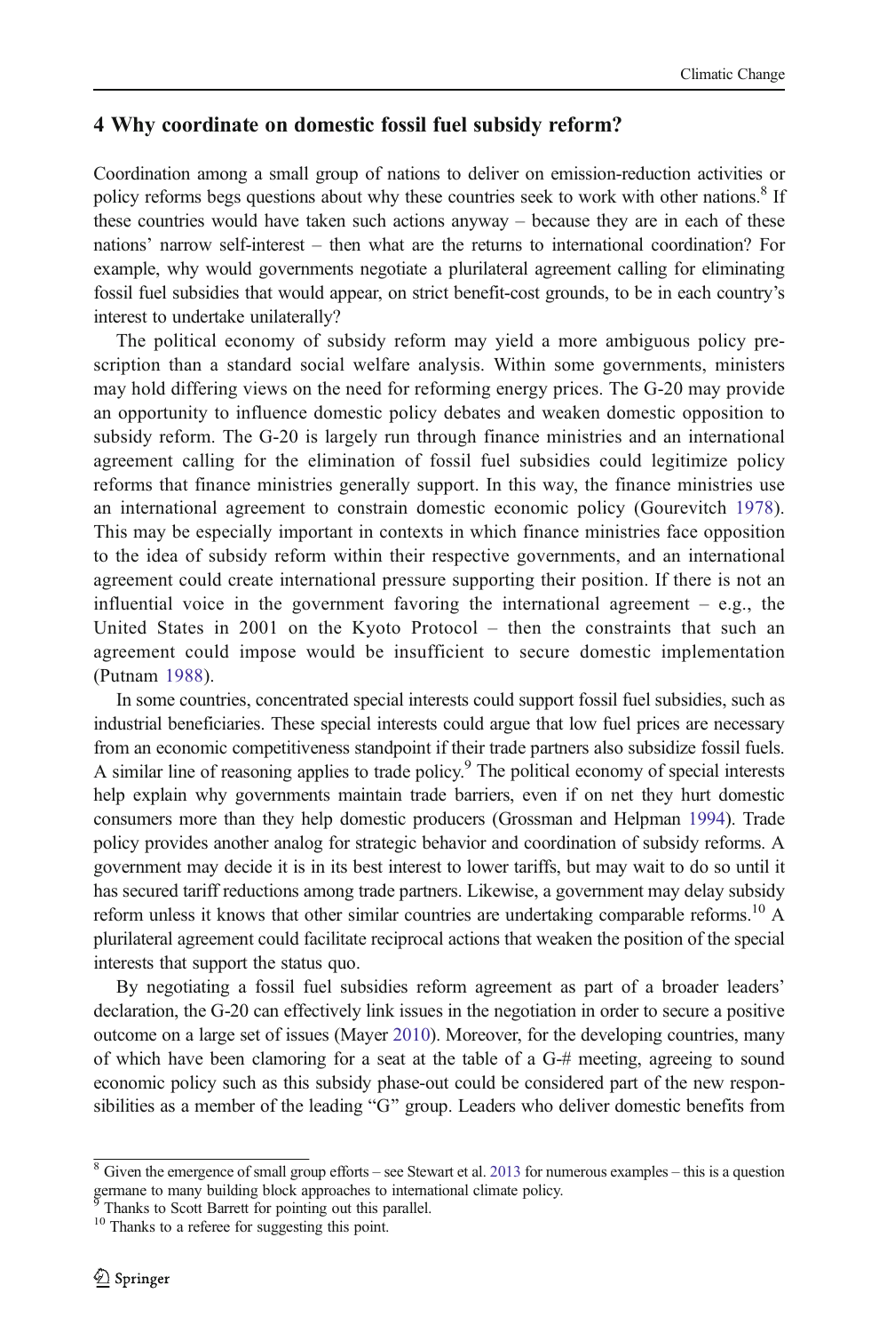## 4 Why coordinate on domestic fossil fuel subsidy reform?

Coordination among a small group of nations to deliver on emission-reduction activities or policy reforms begs questions about why these countries seek to work with other nations.[8] If these countries would have taken such actions anyway – because they are in each of these nations' narrow self-interest – then what are the returns to international coordination? For example, why would governments negotiate a plurilateral agreement calling for eliminating fossil fuel subsidies that would appear, on strict benefit-cost grounds, to be in each country's interest to undertake unilaterally?

The political economy of subsidy reform may yield a more ambiguous policy prescription than a standard social welfare analysis. Within some governments, ministers may hold differing views on the need for reforming energy prices. The G-20 may provide an opportunity to influence domestic policy debates and weaken domestic opposition to subsidy reform. The G-20 is largely run through finance ministries and an international agreement calling for the elimination of fossil fuel subsidies could legitimize policy reforms that finance ministries generally support. In this way, the finance ministries use an international agreement to constrain domestic economic policy (Gourevitch 1978). This may be especially important in contexts in which finance ministries face opposition to the idea of subsidy reform within their respective governments, and an international agreement could create international pressure supporting their position. If there is not an influential voice in the government favoring the international agreement – e.g., the United States in 2001 on the Kyoto Protocol – then the constraints that such an agreement could impose would be insufficient to secure domestic implementation (Putnam 1988).

In some countries, concentrated special interests could support fossil fuel subsidies, such as industrial beneficiaries. These special interests could argue that low fuel prices are necessary from an economic competitiveness standpoint if their trade partners also subsidize fossil fuels. A similar line of reasoning applies to trade policy.[9] The political economy of special interests help explain why governments maintain trade barriers, even if on net they hurt domestic consumers more than they help domestic producers (Grossman and Helpman 1994). Trade policy provides another analog for strategic behavior and coordination of subsidy reforms. A government may decide it is in its best interest to lower tariffs, but may wait to do so until it has secured tariff reductions among trade partners. Likewise, a government may delay subsidy reform unless it knows that other similar countries are undertaking comparable reforms.[10] A plurilateral agreement could facilitate reciprocal actions that weaken the position of the special interests that support the status quo.

By negotiating a fossil fuel subsidies reform agreement as part of a broader leaders' declaration, the G-20 can effectively link issues in the negotiation in order to secure a positive outcome on a large set of issues (Mayer 2010). Moreover, for the developing countries, many of which have been clamoring for a seat at the table of a G-# meeting, agreeing to sound economic policy such as this subsidy phase-out could be considered part of the new responsibilities as a member of the leading "G" group. Leaders who deliver domestic benefits from

[8] Given the emergence of small group efforts – see Stewart et al. 2013 for numerous examples – this is a question germane to many building block approaches to international climate policy.

[9] Thanks to Scott Barrett for pointing out this parallel.

[10] Thanks to a referee for suggesting this point.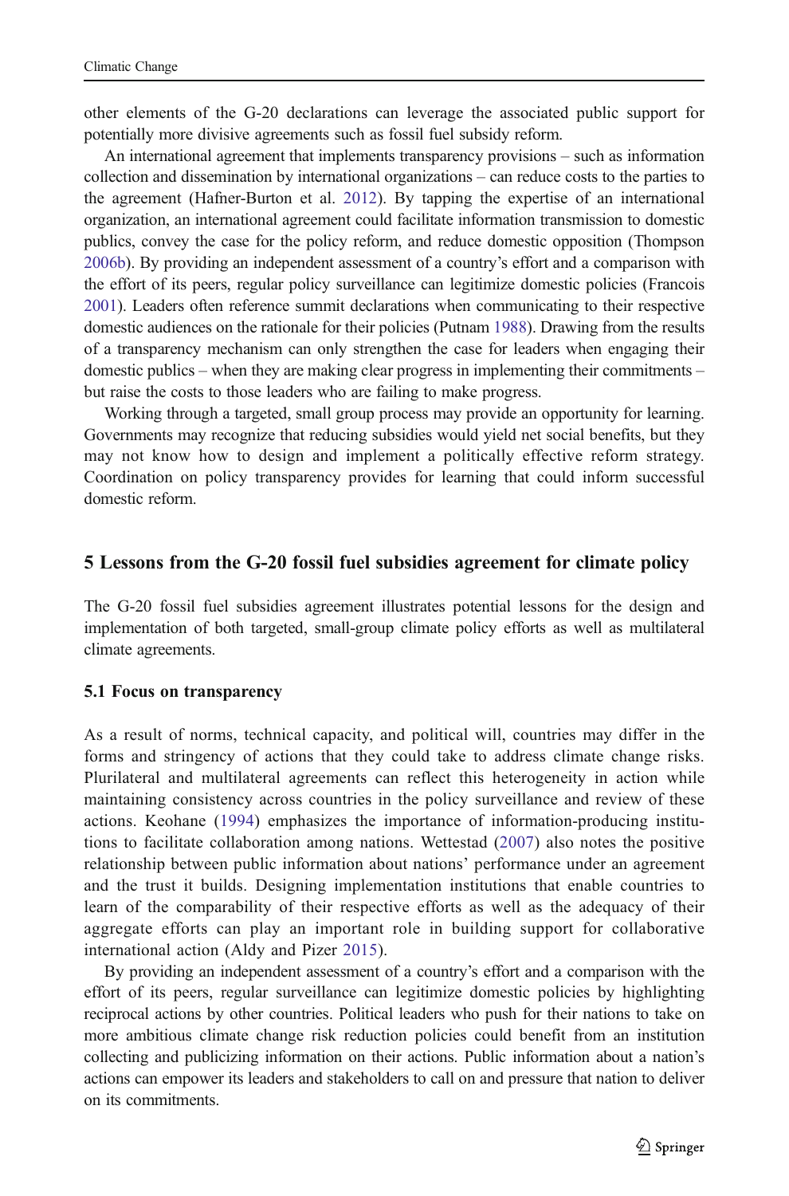other elements of the G-20 declarations can leverage the associated public support for potentially more divisive agreements such as fossil fuel subsidy reform.

An international agreement that implements transparency provisions – such as information collection and dissemination by international organizations – can reduce costs to the parties to the agreement (Hafner-Burton et al. 2012). By tapping the expertise of an international organization, an international agreement could facilitate information transmission to domestic publics, convey the case for the policy reform, and reduce domestic opposition (Thompson 2006b). By providing an independent assessment of a country's effort and a comparison with the effort of its peers, regular policy surveillance can legitimize domestic policies (Francois 2001). Leaders often reference summit declarations when communicating to their respective domestic audiences on the rationale for their policies (Putnam 1988). Drawing from the results of a transparency mechanism can only strengthen the case for leaders when engaging their domestic publics – when they are making clear progress in implementing their commitments – but raise the costs to those leaders who are failing to make progress.

Working through a targeted, small group process may provide an opportunity for learning. Governments may recognize that reducing subsidies would yield net social benefits, but they may not know how to design and implement a politically effective reform strategy. Coordination on policy transparency provides for learning that could inform successful domestic reform.

## 5 Lessons from the G-20 fossil fuel subsidies agreement for climate policy

The G-20 fossil fuel subsidies agreement illustrates potential lessons for the design and implementation of both targeted, small-group climate policy efforts as well as multilateral climate agreements.

### 5.1 Focus on transparency

As a result of norms, technical capacity, and political will, countries may differ in the forms and stringency of actions that they could take to address climate change risks. Plurilateral and multilateral agreements can reflect this heterogeneity in action while maintaining consistency across countries in the policy surveillance and review of these actions. Keohane (1994) emphasizes the importance of information-producing institutions to facilitate collaboration among nations. Wettestad (2007) also notes the positive relationship between public information about nations' performance under an agreement and the trust it builds. Designing implementation institutions that enable countries to learn of the comparability of their respective efforts as well as the adequacy of their aggregate efforts can play an important role in building support for collaborative international action (Aldy and Pizer 2015).

By providing an independent assessment of a country's effort and a comparison with the effort of its peers, regular surveillance can legitimize domestic policies by highlighting reciprocal actions by other countries. Political leaders who push for their nations to take on more ambitious climate change risk reduction policies could benefit from an institution collecting and publicizing information on their actions. Public information about a nation's actions can empower its leaders and stakeholders to call on and pressure that nation to deliver on its commitments.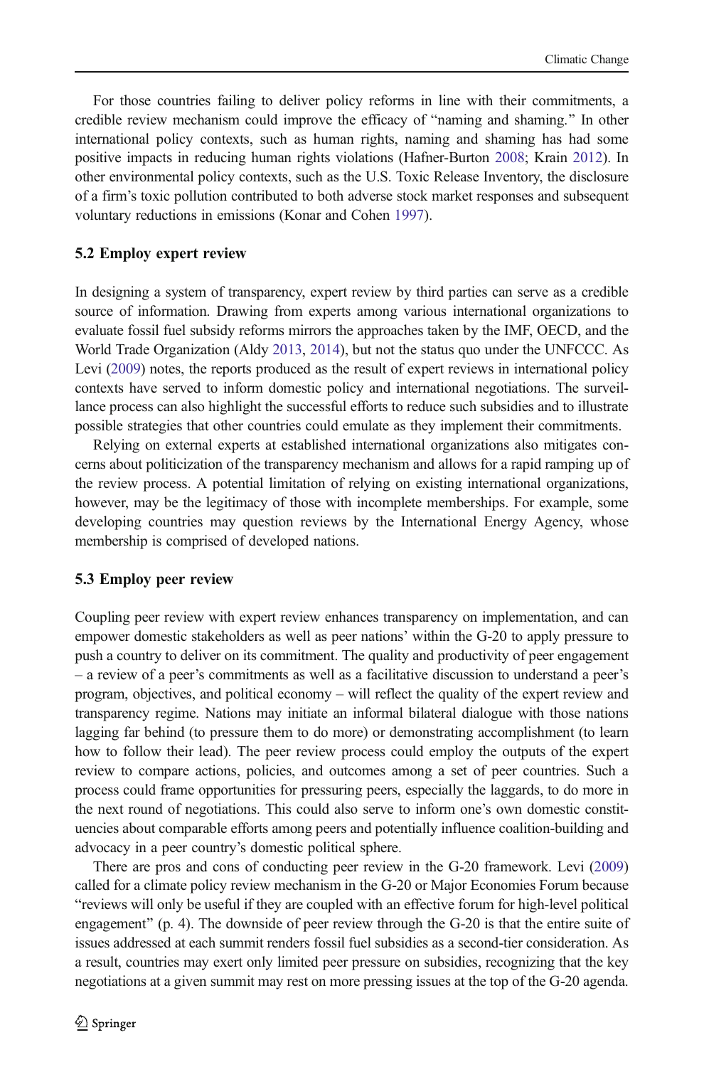For those countries failing to deliver policy reforms in line with their commitments, a credible review mechanism could improve the efficacy of "naming and shaming." In other international policy contexts, such as human rights, naming and shaming has had some positive impacts in reducing human rights violations (Hafner-Burton 2008; Krain 2012). In other environmental policy contexts, such as the U.S. Toxic Release Inventory, the disclosure of a firm's toxic pollution contributed to both adverse stock market responses and subsequent voluntary reductions in emissions (Konar and Cohen 1997).

### 5.2 Employ expert review

In designing a system of transparency, expert review by third parties can serve as a credible source of information. Drawing from experts among various international organizations to evaluate fossil fuel subsidy reforms mirrors the approaches taken by the IMF, OECD, and the World Trade Organization (Aldy 2013, 2014), but not the status quo under the UNFCCC. As Levi (2009) notes, the reports produced as the result of expert reviews in international policy contexts have served to inform domestic policy and international negotiations. The surveillance process can also highlight the successful efforts to reduce such subsidies and to illustrate possible strategies that other countries could emulate as they implement their commitments.

Relying on external experts at established international organizations also mitigates concerns about politicization of the transparency mechanism and allows for a rapid ramping up of the review process. A potential limitation of relying on existing international organizations, however, may be the legitimacy of those with incomplete memberships. For example, some developing countries may question reviews by the International Energy Agency, whose membership is comprised of developed nations.

### 5.3 Employ peer review

Coupling peer review with expert review enhances transparency on implementation, and can empower domestic stakeholders as well as peer nations' within the G-20 to apply pressure to push a country to deliver on its commitment. The quality and productivity of peer engagement – a review of a peer's commitments as well as a facilitative discussion to understand a peer's program, objectives, and political economy – will reflect the quality of the expert review and transparency regime. Nations may initiate an informal bilateral dialogue with those nations lagging far behind (to pressure them to do more) or demonstrating accomplishment (to learn how to follow their lead). The peer review process could employ the outputs of the expert review to compare actions, policies, and outcomes among a set of peer countries. Such a process could frame opportunities for pressuring peers, especially the laggards, to do more in the next round of negotiations. This could also serve to inform one's own domestic constituencies about comparable efforts among peers and potentially influence coalition-building and advocacy in a peer country's domestic political sphere.

There are pros and cons of conducting peer review in the G-20 framework. Levi (2009) called for a climate policy review mechanism in the G-20 or Major Economies Forum because "reviews will only be useful if they are coupled with an effective forum for high-level political engagement" (p. 4). The downside of peer review through the G-20 is that the entire suite of issues addressed at each summit renders fossil fuel subsidies as a second-tier consideration. As a result, countries may exert only limited peer pressure on subsidies, recognizing that the key negotiations at a given summit may rest on more pressing issues at the top of the G-20 agenda.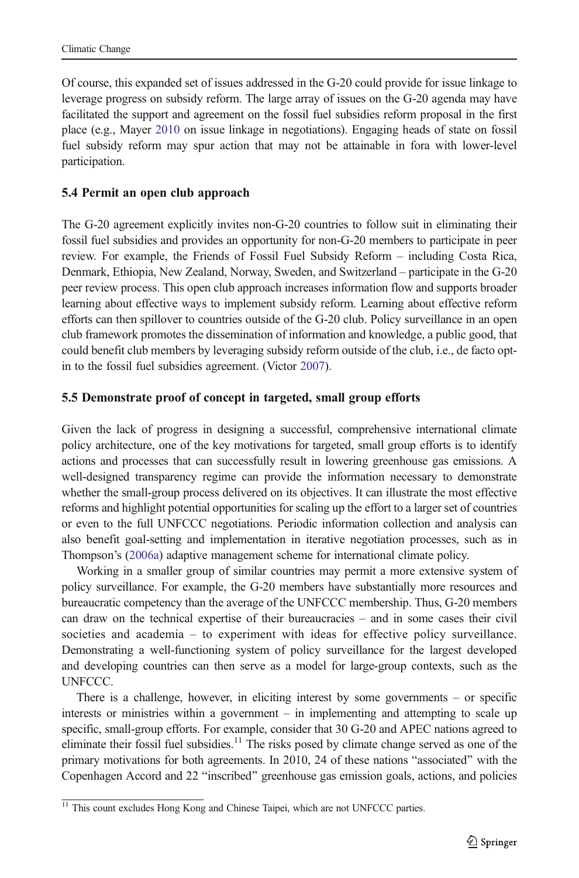Of course, this expanded set of issues addressed in the G-20 could provide for issue linkage to leverage progress on subsidy reform. The large array of issues on the G-20 agenda may have facilitated the support and agreement on the fossil fuel subsidies reform proposal in the first place (e.g., Mayer 2010 on issue linkage in negotiations). Engaging heads of state on fossil fuel subsidy reform may spur action that may not be attainable in fora with lower-level participation.

### 5.4 Permit an open club approach

The G-20 agreement explicitly invites non-G-20 countries to follow suit in eliminating their fossil fuel subsidies and provides an opportunity for non-G-20 members to participate in peer review. For example, the Friends of Fossil Fuel Subsidy Reform – including Costa Rica, Denmark, Ethiopia, New Zealand, Norway, Sweden, and Switzerland – participate in the G-20 peer review process. This open club approach increases information flow and supports broader learning about effective ways to implement subsidy reform. Learning about effective reform efforts can then spillover to countries outside of the G-20 club. Policy surveillance in an open club framework promotes the dissemination of information and knowledge, a public good, that could benefit club members by leveraging subsidy reform outside of the club, i.e., de facto opt-in to the fossil fuel subsidies agreement. (Victor 2007).

### 5.5 Demonstrate proof of concept in targeted, small group efforts

Given the lack of progress in designing a successful, comprehensive international climate policy architecture, one of the key motivations for targeted, small group efforts is to identify actions and processes that can successfully result in lowering greenhouse gas emissions. A well-designed transparency regime can provide the information necessary to demonstrate whether the small-group process delivered on its objectives. It can illustrate the most effective reforms and highlight potential opportunities for scaling up the effort to a larger set of countries or even to the full UNFCCC negotiations. Periodic information collection and analysis can also benefit goal-setting and implementation in iterative negotiation processes, such as in Thompson's (2006a) adaptive management scheme for international climate policy.

Working in a smaller group of similar countries may permit a more extensive system of policy surveillance. For example, the G-20 members have substantially more resources and bureaucratic competency than the average of the UNFCCC membership. Thus, G-20 members can draw on the technical expertise of their bureaucracies – and in some cases their civil societies and academia – to experiment with ideas for effective policy surveillance. Demonstrating a well-functioning system of policy surveillance for the largest developed and developing countries can then serve as a model for large-group contexts, such as the UNFCCC.

There is a challenge, however, in eliciting interest by some governments – or specific interests or ministries within a government – in implementing and attempting to scale up specific, small-group efforts. For example, consider that 30 G-20 and APEC nations agreed to eliminate their fossil fuel subsidies.[11] The risks posed by climate change served as one of the primary motivations for both agreements. In 2010, 24 of these nations "associated" with the Copenhagen Accord and 22 "inscribed" greenhouse gas emission goals, actions, and policies

[11] This count excludes Hong Kong and Chinese Taipei, which are not UNFCCC parties.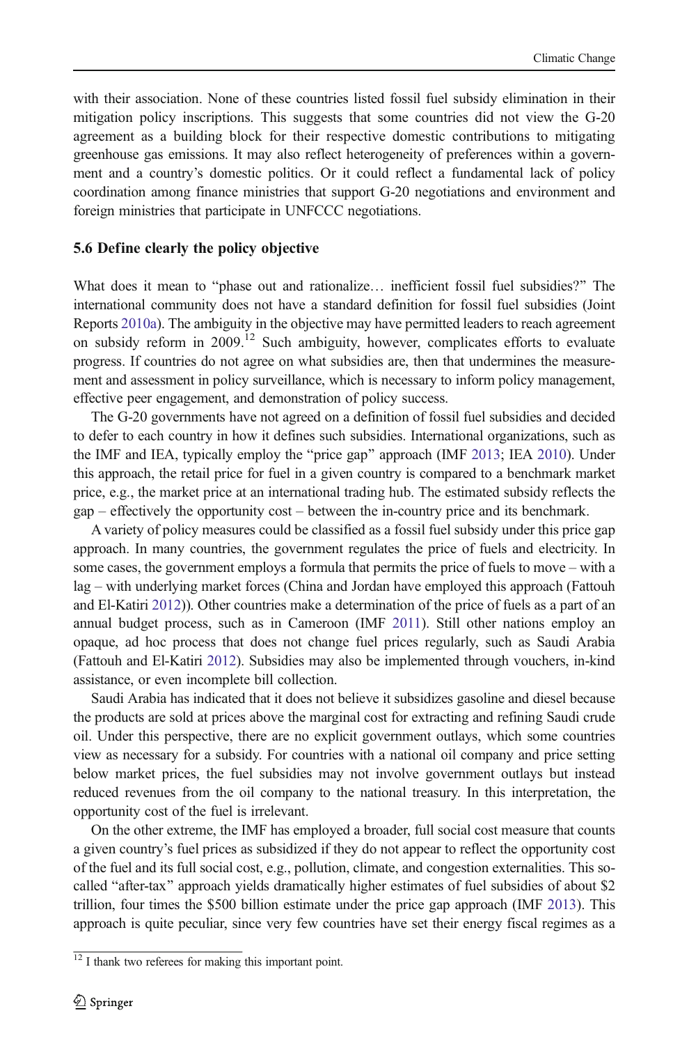with their association. None of these countries listed fossil fuel subsidy elimination in their mitigation policy inscriptions. This suggests that some countries did not view the G-20 agreement as a building block for their respective domestic contributions to mitigating greenhouse gas emissions. It may also reflect heterogeneity of preferences within a government and a country's domestic politics. Or it could reflect a fundamental lack of policy coordination among finance ministries that support G-20 negotiations and environment and foreign ministries that participate in UNFCCC negotiations.

### 5.6 Define clearly the policy objective

What does it mean to "phase out and rationalize… inefficient fossil fuel subsidies?" The international community does not have a standard definition for fossil fuel subsidies (Joint Reports 2010a). The ambiguity in the objective may have permitted leaders to reach agreement on subsidy reform in 2009.[12] Such ambiguity, however, complicates efforts to evaluate progress. If countries do not agree on what subsidies are, then that undermines the measurement and assessment in policy surveillance, which is necessary to inform policy management, effective peer engagement, and demonstration of policy success.

The G-20 governments have not agreed on a definition of fossil fuel subsidies and decided to defer to each country in how it defines such subsidies. International organizations, such as the IMF and IEA, typically employ the "price gap" approach (IMF 2013; IEA 2010). Under this approach, the retail price for fuel in a given country is compared to a benchmark market price, e.g., the market price at an international trading hub. The estimated subsidy reflects the gap – effectively the opportunity cost – between the in-country price and its benchmark.

A variety of policy measures could be classified as a fossil fuel subsidy under this price gap approach. In many countries, the government regulates the price of fuels and electricity. In some cases, the government employs a formula that permits the price of fuels to move – with a lag – with underlying market forces (China and Jordan have employed this approach (Fattouh and El-Katiri 2012)). Other countries make a determination of the price of fuels as a part of an annual budget process, such as in Cameroon (IMF 2011). Still other nations employ an opaque, ad hoc process that does not change fuel prices regularly, such as Saudi Arabia (Fattouh and El-Katiri 2012). Subsidies may also be implemented through vouchers, in-kind assistance, or even incomplete bill collection.

Saudi Arabia has indicated that it does not believe it subsidizes gasoline and diesel because the products are sold at prices above the marginal cost for extracting and refining Saudi crude oil. Under this perspective, there are no explicit government outlays, which some countries view as necessary for a subsidy. For countries with a national oil company and price setting below market prices, the fuel subsidies may not involve government outlays but instead reduced revenues from the oil company to the national treasury. In this interpretation, the opportunity cost of the fuel is irrelevant.

On the other extreme, the IMF has employed a broader, full social cost measure that counts a given country's fuel prices as subsidized if they do not appear to reflect the opportunity cost of the fuel and its full social cost, e.g., pollution, climate, and congestion externalities. This so-called "after-tax" approach yields dramatically higher estimates of fuel subsidies of about $2 trillion, four times the $500 billion estimate under the price gap approach (IMF 2013). This approach is quite peculiar, since very few countries have set their energy fiscal regimes as a

[12] I thank two referees for making this important point.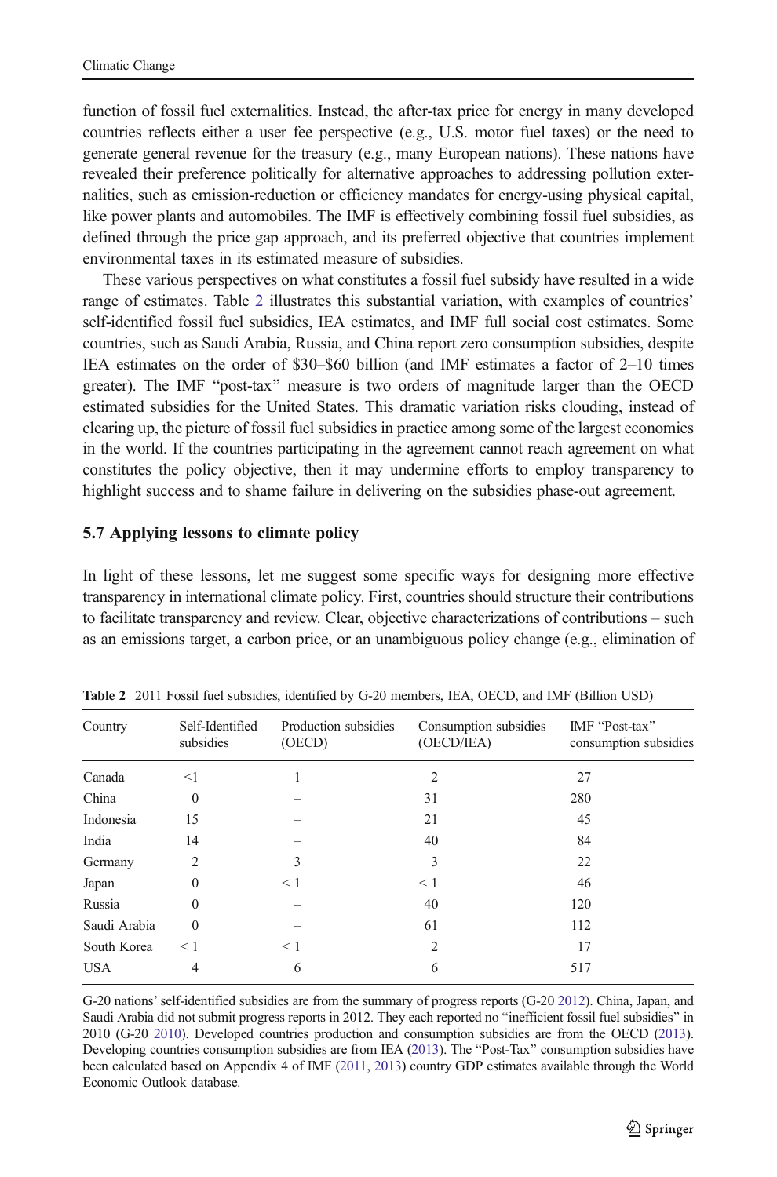function of fossil fuel externalities. Instead, the after-tax price for energy in many developed countries reflects either a user fee perspective (e.g., U.S. motor fuel taxes) or the need to generate general revenue for the treasury (e.g., many European nations). These nations have revealed their preference politically for alternative approaches to addressing pollution externalities, such as emission-reduction or efficiency mandates for energy-using physical capital, like power plants and automobiles. The IMF is effectively combining fossil fuel subsidies, as defined through the price gap approach, and its preferred objective that countries implement environmental taxes in its estimated measure of subsidies.

These various perspectives on what constitutes a fossil fuel subsidy have resulted in a wide range of estimates. Table 2 illustrates this substantial variation, with examples of countries' self-identified fossil fuel subsidies, IEA estimates, and IMF full social cost estimates. Some countries, such as Saudi Arabia, Russia, and China report zero consumption subsidies, despite IEA estimates on the order of \$30–\$60 billion (and IMF estimates a factor of 2–10 times greater). The IMF "post-tax" measure is two orders of magnitude larger than the OECD estimated subsidies for the United States. This dramatic variation risks clouding, instead of clearing up, the picture of fossil fuel subsidies in practice among some of the largest economies in the world. If the countries participating in the agreement cannot reach agreement on what constitutes the policy objective, then it may undermine efforts to employ transparency to highlight success and to shame failure in delivering on the subsidies phase-out agreement.

### 5.7 Applying lessons to climate policy

In light of these lessons, let me suggest some specific ways for designing more effective transparency in international climate policy. First, countries should structure their contributions to facilitate transparency and review. Clear, objective characterizations of contributions – such as an emissions target, a carbon price, or an unambiguous policy change (e.g., elimination of

**Table 2** 2011 Fossil fuel subsidies, identified by G-20 members, IEA, OECD, and IMF (Billion USD)

| Country | Self-Identified subsidies | Production subsidies (OECD) | Consumption subsidies (OECD/IEA) | IMF "Post-tax" consumption subsidies |
|---|---|---|---|---|
| Canada | <1 | 1 | 2 | 27 |
| China | 0 | – | 31 | 280 |
| Indonesia | 15 | – | 21 | 45 |
| India | 14 | – | 40 | 84 |
| Germany | 2 | 3 | 3 | 22 |
| Japan | 0 | < 1 | < 1 | 46 |
| Russia | 0 | – | 40 | 120 |
| Saudi Arabia | 0 | – | 61 | 112 |
| South Korea | < 1 | < 1 | 2 | 17 |
| USA | 4 | 6 | 6 | 517 |

G-20 nations' self-identified subsidies are from the summary of progress reports (G-20 2012). China, Japan, and Saudi Arabia did not submit progress reports in 2012. They each reported no "inefficient fossil fuel subsidies" in 2010 (G-20 2010). Developed countries production and consumption subsidies are from the OECD (2013). Developing countries consumption subsidies are from IEA (2013). The "Post-Tax" consumption subsidies have been calculated based on Appendix 4 of IMF (2011, 2013) country GDP estimates available through the World Economic Outlook database.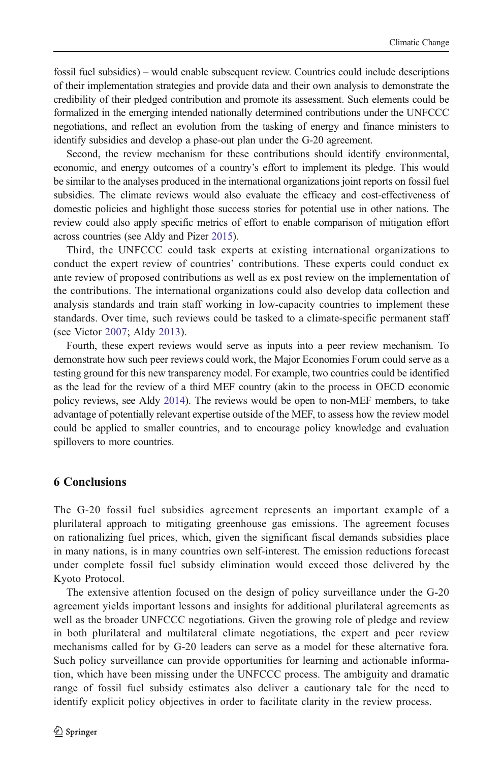fossil fuel subsidies) – would enable subsequent review. Countries could include descriptions of their implementation strategies and provide data and their own analysis to demonstrate the credibility of their pledged contribution and promote its assessment. Such elements could be formalized in the emerging intended nationally determined contributions under the UNFCCC negotiations, and reflect an evolution from the tasking of energy and finance ministers to identify subsidies and develop a phase-out plan under the G-20 agreement.

Second, the review mechanism for these contributions should identify environmental, economic, and energy outcomes of a country's effort to implement its pledge. This would be similar to the analyses produced in the international organizations joint reports on fossil fuel subsidies. The climate reviews would also evaluate the efficacy and cost-effectiveness of domestic policies and highlight those success stories for potential use in other nations. The review could also apply specific metrics of effort to enable comparison of mitigation effort across countries (see Aldy and Pizer 2015).

Third, the UNFCCC could task experts at existing international organizations to conduct the expert review of countries' contributions. These experts could conduct ex ante review of proposed contributions as well as ex post review on the implementation of the contributions. The international organizations could also develop data collection and analysis standards and train staff working in low-capacity countries to implement these standards. Over time, such reviews could be tasked to a climate-specific permanent staff (see Victor 2007; Aldy 2013).

Fourth, these expert reviews would serve as inputs into a peer review mechanism. To demonstrate how such peer reviews could work, the Major Economies Forum could serve as a testing ground for this new transparency model. For example, two countries could be identified as the lead for the review of a third MEF country (akin to the process in OECD economic policy reviews, see Aldy 2014). The reviews would be open to non-MEF members, to take advantage of potentially relevant expertise outside of the MEF, to assess how the review model could be applied to smaller countries, and to encourage policy knowledge and evaluation spillovers to more countries.

## 6 Conclusions

The G-20 fossil fuel subsidies agreement represents an important example of a plurilateral approach to mitigating greenhouse gas emissions. The agreement focuses on rationalizing fuel prices, which, given the significant fiscal demands subsidies place in many nations, is in many countries own self-interest. The emission reductions forecast under complete fossil fuel subsidy elimination would exceed those delivered by the Kyoto Protocol.

The extensive attention focused on the design of policy surveillance under the G-20 agreement yields important lessons and insights for additional plurilateral agreements as well as the broader UNFCCC negotiations. Given the growing role of pledge and review in both plurilateral and multilateral climate negotiations, the expert and peer review mechanisms called for by G-20 leaders can serve as a model for these alternative fora. Such policy surveillance can provide opportunities for learning and actionable information, which have been missing under the UNFCCC process. The ambiguity and dramatic range of fossil fuel subsidy estimates also deliver a cautionary tale for the need to identify explicit policy objectives in order to facilitate clarity in the review process.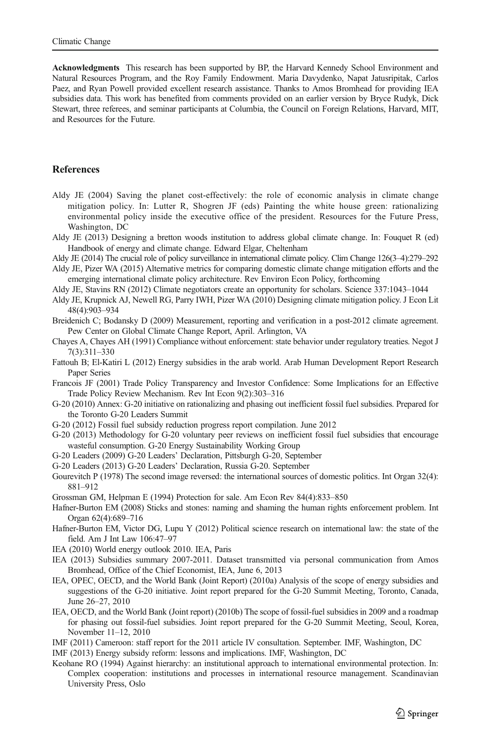**Acknowledgments** This research has been supported by BP, the Harvard Kennedy School Environment and Natural Resources Program, and the Roy Family Endowment. Maria Davydenko, Napat Jatusripitak, Carlos Paez, and Ryan Powell provided excellent research assistance. Thanks to Amos Bromhead for providing IEA subsidies data. This work has benefited from comments provided on an earlier version by Bryce Rudyk, Dick Stewart, three referees, and seminar participants at Columbia, the Council on Foreign Relations, Harvard, MIT, and Resources for the Future.

## References

Aldy JE (2004) Saving the planet cost-effectively: the role of economic analysis in climate change mitigation policy. In: Lutter R, Shogren JF (eds) Painting the white house green: rationalizing environmental policy inside the executive office of the president. Resources for the Future Press, Washington, DC

Aldy JE (2013) Designing a bretton woods institution to address global climate change. In: Fouquet R (ed) Handbook of energy and climate change. Edward Elgar, Cheltenham

Aldy JE (2014) The crucial role of policy surveillance in international climate policy. Clim Change 126(3–4):279–292

Aldy JE, Pizer WA (2015) Alternative metrics for comparing domestic climate change mitigation efforts and the emerging international climate policy architecture. Rev Environ Econ Policy, forthcoming

Aldy JE, Stavins RN (2012) Climate negotiators create an opportunity for scholars. Science 337:1043–1044

Aldy JE, Krupnick AJ, Newell RG, Parry IWH, Pizer WA (2010) Designing climate mitigation policy. J Econ Lit 48(4):903–934

Breidenich C; Bodansky D (2009) Measurement, reporting and verification in a post-2012 climate agreement. Pew Center on Global Climate Change Report, April. Arlington, VA

Chayes A, Chayes AH (1991) Compliance without enforcement: state behavior under regulatory treaties. Negot J 7(3):311–330

Fattouh B; El-Katiri L (2012) Energy subsidies in the arab world. Arab Human Development Report Research Paper Series

Francois JF (2001) Trade Policy Transparency and Investor Confidence: Some Implications for an Effective Trade Policy Review Mechanism. Rev Int Econ 9(2):303–316

G-20 (2010) Annex: G-20 initiative on rationalizing and phasing out inefficient fossil fuel subsidies. Prepared for the Toronto G-20 Leaders Summit

G-20 (2012) Fossil fuel subsidy reduction progress report compilation. June 2012

G-20 (2013) Methodology for G-20 voluntary peer reviews on inefficient fossil fuel subsidies that encourage wasteful consumption. G-20 Energy Sustainability Working Group

G-20 Leaders (2009) G-20 Leaders' Declaration, Pittsburgh G-20, September

G-20 Leaders (2013) G-20 Leaders' Declaration, Russia G-20. September

Gourevitch P (1978) The second image reversed: the international sources of domestic politics. Int Organ 32(4): 881–912

Grossman GM, Helpman E (1994) Protection for sale. Am Econ Rev 84(4):833–850

Hafner-Burton EM (2008) Sticks and stones: naming and shaming the human rights enforcement problem. Int Organ 62(4):689–716

Hafner-Burton EM, Victor DG, Lupu Y (2012) Political science research on international law: the state of the field. Am J Int Law 106:47–97

IEA (2010) World energy outlook 2010. IEA, Paris

IEA (2013) Subsidies summary 2007-2011. Dataset transmitted via personal communication from Amos Bromhead, Office of the Chief Economist, IEA, June 6, 2013

IEA, OPEC, OECD, and the World Bank (Joint Report) (2010a) Analysis of the scope of energy subsidies and suggestions of the G-20 initiative. Joint report prepared for the G-20 Summit Meeting, Toronto, Canada, June 26–27, 2010

IEA, OECD, and the World Bank (Joint report) (2010b) The scope of fossil-fuel subsidies in 2009 and a roadmap for phasing out fossil-fuel subsidies. Joint report prepared for the G-20 Summit Meeting, Seoul, Korea, November 11–12, 2010

IMF (2011) Cameroon: staff report for the 2011 article IV consultation. September. IMF, Washington, DC

IMF (2013) Energy subsidy reform: lessons and implications. IMF, Washington, DC

Keohane RO (1994) Against hierarchy: an institutional approach to international environmental protection. In: Complex cooperation: institutions and processes in international resource management. Scandinavian University Press, Oslo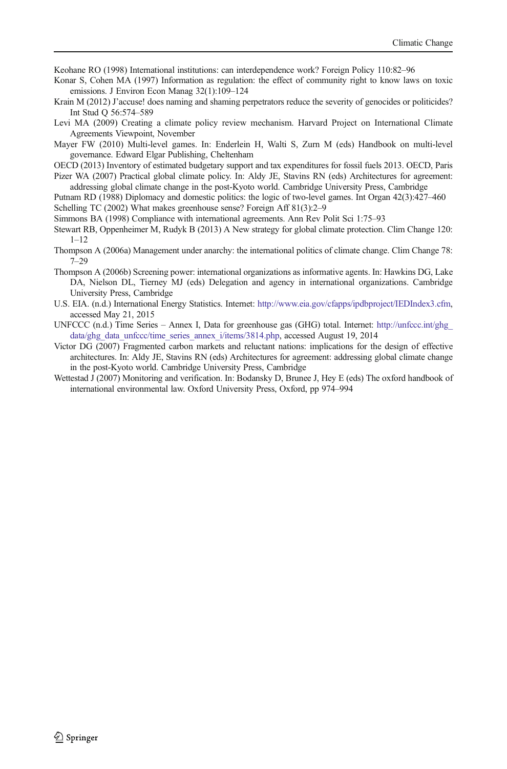Keohane RO (1998) International institutions: can interdependence work? Foreign Policy 110:82–96

Konar S, Cohen MA (1997) Information as regulation: the effect of community right to know laws on toxic emissions. J Environ Econ Manag 32(1):109–124

Krain M (2012) J'accuse! does naming and shaming perpetrators reduce the severity of genocides or politicides? Int Stud Q 56:574–589

Levi MA (2009) Creating a climate policy review mechanism. Harvard Project on International Climate Agreements Viewpoint, November

Mayer FW (2010) Multi-level games. In: Enderlein H, Walti S, Zurn M (eds) Handbook on multi-level governance. Edward Elgar Publishing, Cheltenham

OECD (2013) Inventory of estimated budgetary support and tax expenditures for fossil fuels 2013. OECD, Paris

Pizer WA (2007) Practical global climate policy. In: Aldy JE, Stavins RN (eds) Architectures for agreement: addressing global climate change in the post-Kyoto world. Cambridge University Press, Cambridge

Putnam RD (1988) Diplomacy and domestic politics: the logic of two-level games. Int Organ 42(3):427–460

Schelling TC (2002) What makes greenhouse sense? Foreign Aff 81(3):2–9

Simmons BA (1998) Compliance with international agreements. Ann Rev Polit Sci 1:75–93

Stewart RB, Oppenheimer M, Rudyk B (2013) A New strategy for global climate protection. Clim Change 120: 1–12

Thompson A (2006a) Management under anarchy: the international politics of climate change. Clim Change 78: 7–29

Thompson A (2006b) Screening power: international organizations as informative agents. In: Hawkins DG, Lake DA, Nielson DL, Tierney MJ (eds) Delegation and agency in international organizations. Cambridge University Press, Cambridge

U.S. EIA. (n.d.) International Energy Statistics. Internet: http://www.eia.gov/cfapps/ipdbproject/IEDIndex3.cfm, accessed May 21, 2015

UNFCCC (n.d.) Time Series – Annex I, Data for greenhouse gas (GHG) total. Internet: http://unfccc.int/ghg_data/ghg_data_unfccc/time_series_annex_i/items/3814.php, accessed August 19, 2014

Victor DG (2007) Fragmented carbon markets and reluctant nations: implications for the design of effective architectures. In: Aldy JE, Stavins RN (eds) Architectures for agreement: addressing global climate change in the post-Kyoto world. Cambridge University Press, Cambridge

Wettestad J (2007) Monitoring and verification. In: Bodansky D, Brunee J, Hey E (eds) The oxford handbook of international environmental law. Oxford University Press, Oxford, pp 974–994